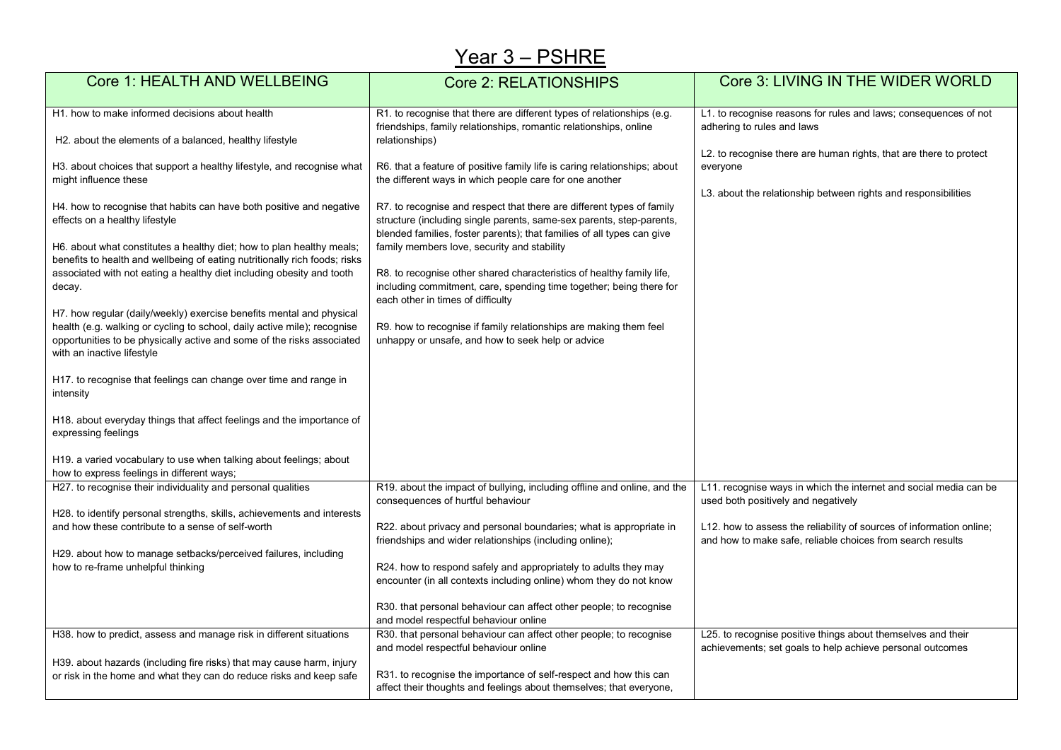# Year 3 – PSHRE

| Core 1: HEALTH AND WELLBEING | Core 2: RELATIONSHIPS | Core 3: LIVING IN THE WIDER WORLD |
|---|---|---|
| H1. how to make informed decisions about health<br><br>H2. about the elements of a balanced, healthy lifestyle<br><br>H3. about choices that support a healthy lifestyle, and recognise what might influence these<br><br>H4. how to recognise that habits can have both positive and negative effects on a healthy lifestyle<br><br>H6. about what constitutes a healthy diet; how to plan healthy meals; benefits to health and wellbeing of eating nutritionally rich foods; risks associated with not eating a healthy diet including obesity and tooth decay.<br><br>H7. how regular (daily/weekly) exercise benefits mental and physical health (e.g. walking or cycling to school, daily active mile); recognise opportunities to be physically active and some of the risks associated with an inactive lifestyle<br><br>H17. to recognise that feelings can change over time and range in intensity<br><br>H18. about everyday things that affect feelings and the importance of expressing feelings<br><br>H19. a varied vocabulary to use when talking about feelings; about how to express feelings in different ways; | R1. to recognise that there are different types of relationships (e.g. friendships, family relationships, romantic relationships, online relationships)<br><br>R6. that a feature of positive family life is caring relationships; about the different ways in which people care for one another<br><br>R7. to recognise and respect that there are different types of family structure (including single parents, same-sex parents, step-parents, blended families, foster parents); that families of all types can give family members love, security and stability<br><br>R8. to recognise other shared characteristics of healthy family life, including commitment, care, spending time together; being there for each other in times of difficulty<br><br>R9. how to recognise if family relationships are making them feel unhappy or unsafe, and how to seek help or advice | L1. to recognise reasons for rules and laws; consequences of not adhering to rules and laws<br><br>L2. to recognise there are human rights, that are there to protect everyone<br><br>L3. about the relationship between rights and responsibilities |
| H27. to recognise their individuality and personal qualities<br><br>H28. to identify personal strengths, skills, achievements and interests and how these contribute to a sense of self-worth<br><br>H29. about how to manage setbacks/perceived failures, including how to re-frame unhelpful thinking | R19. about the impact of bullying, including offline and online, and the consequences of hurtful behaviour<br><br>R22. about privacy and personal boundaries; what is appropriate in friendships and wider relationships (including online);<br><br>R24. how to respond safely and appropriately to adults they may encounter (in all contexts including online) whom they do not know<br><br>R30. that personal behaviour can affect other people; to recognise and model respectful behaviour online | L11. recognise ways in which the internet and social media can be used both positively and negatively<br><br>L12. how to assess the reliability of sources of information online; and how to make safe, reliable choices from search results |
| H38. how to predict, assess and manage risk in different situations<br><br>H39. about hazards (including fire risks) that may cause harm, injury or risk in the home and what they can do reduce risks and keep safe | R30. that personal behaviour can affect other people; to recognise and model respectful behaviour online<br><br>R31. to recognise the importance of self-respect and how this can affect their thoughts and feelings about themselves; that everyone, | L25. to recognise positive things about themselves and their achievements; set goals to help achieve personal outcomes |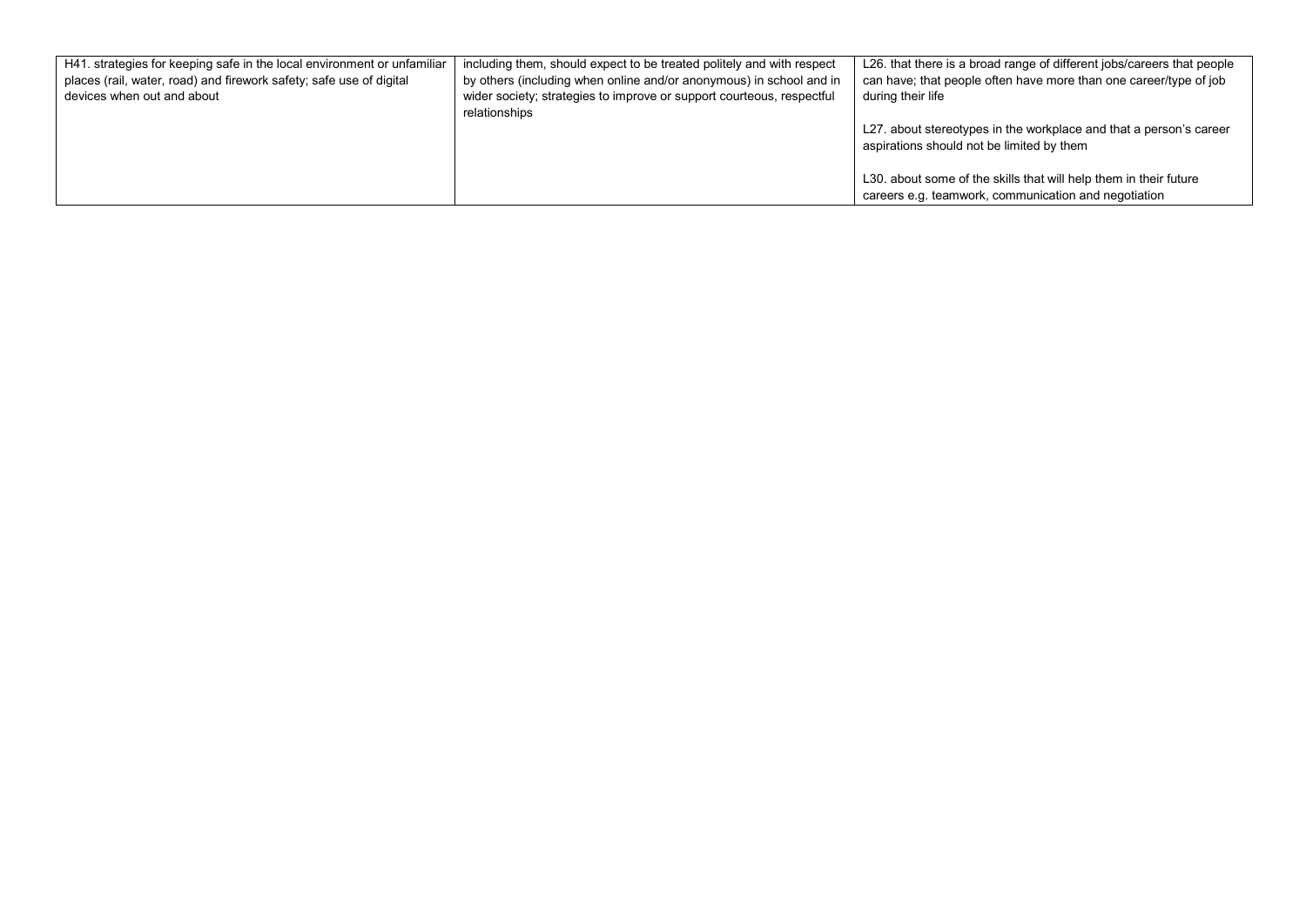| | | |
|---|---|---|
| H41. strategies for keeping safe in the local environment or unfamiliar places (rail, water, road) and firework safety; safe use of digital devices when out and about | including them, should expect to be treated politely and with respect by others (including when online and/or anonymous) in school and in wider society; strategies to improve or support courteous, respectful relationships | L26. that there is a broad range of different jobs/careers that people can have; that people often have more than one career/type of job during their life<br><br>L27. about stereotypes in the workplace and that a person's career aspirations should not be limited by them<br><br>L30. about some of the skills that will help them in their future careers e.g. teamwork, communication and negotiation |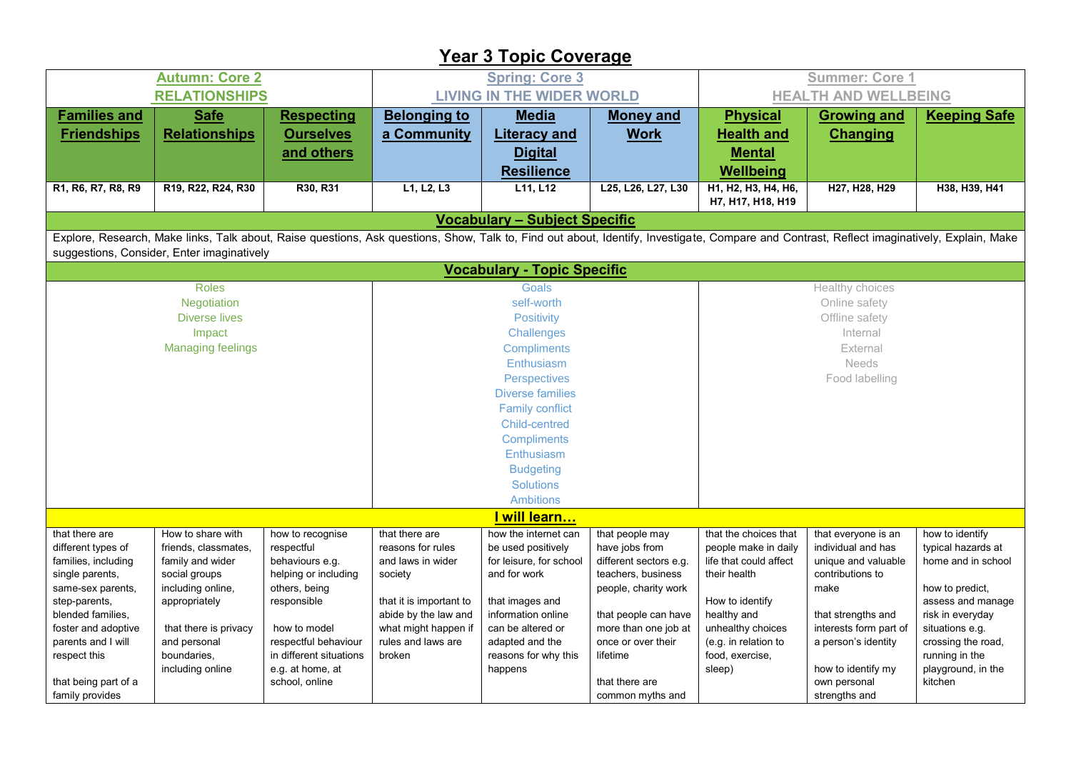# Year 3 Topic Coverage

| Autumn: Core 2 RELATIONSHIPS | | | Spring: Core 3 LIVING IN THE WIDER WORLD | | | Summer: Core 1 HEALTH AND WELLBEING | | |
|---|---|---|---|---|---|---|---|---|
| **Families and Friendships** | **Safe Relationships** | **Respecting Ourselves and others** | **Belonging to a Community** | **Media Literacy and Digital Resilience** | **Money and Work** | **Physical Health and Mental Wellbeing** | **Growing and Changing** | **Keeping Safe** |
| R1, R6, R7, R8, R9 | R19, R22, R24, R30 | R30, R31 | L1, L2, L3 | L11, L12 | L25, L26, L27, L30 | H1, H2, H3, H4, H6, H7, H17, H18, H19 | H27, H28, H29 | H38, H39, H41 |
| **Vocabulary – Subject Specific** | | | | | | | | |
| Explore, Research, Make links, Talk about, Raise questions, Ask questions, Show, Talk to, Find out about, Identify, Investigate, Compare and Contrast, Reflect imaginatively, Explain, Make suggestions, Consider, Enter imaginatively | | | | | | | | |
| **Vocabulary - Topic Specific** | | | | | | | | |
| Roles<br>Negotiation<br>Diverse lives<br>Impact<br>Managing feelings | | | Goals<br>self-worth<br>Positivity<br>Challenges<br>Compliments<br>Enthusiasm<br>Perspectives<br>Diverse families<br>Family conflict<br>Child-centred<br>Compliments<br>Enthusiasm<br>Budgeting<br>Solutions<br>Ambitions | | | Healthy choices<br>Online safety<br>Offline safety<br>Internal<br>External<br>Needs<br>Food labelling | | |
| **I will learn…** | | | | | | | | |
| that there are different types of families, including single parents, same-sex parents, step-parents, blended families, foster and adoptive parents and I will respect this<br><br>that being part of a family provides | How to share with friends, classmates, family and wider social groups including online, appropriately<br><br>that there is privacy and personal boundaries, including online | how to recognise respectful behaviours e.g. helping or including others, being responsible<br><br>how to model respectful behaviour in different situations e.g. at home, at school, online | that there are reasons for rules and laws in wider society<br><br>that it is important to abide by the law and what might happen if rules and laws are broken | how the internet can be used positively for leisure, for school and for work<br><br>that images and information online can be altered or adapted and the reasons for why this happens | that people may have jobs from different sectors e.g. teachers, business people, charity work<br><br>that people can have more than one job at once or over their lifetime<br><br>that there are common myths and | that the choices that people make in daily life that could affect their health<br><br>How to identify healthy and unhealthy choices (e.g. in relation to food, exercise, sleep) | that everyone is an individual and has unique and valuable contributions to make<br><br>that strengths and interests form part of a person's identity<br><br>how to identify my own personal strengths and | how to identify typical hazards at home and in school<br><br>how to predict, assess and manage risk in everyday situations e.g. crossing the road, running in the playground, in the kitchen |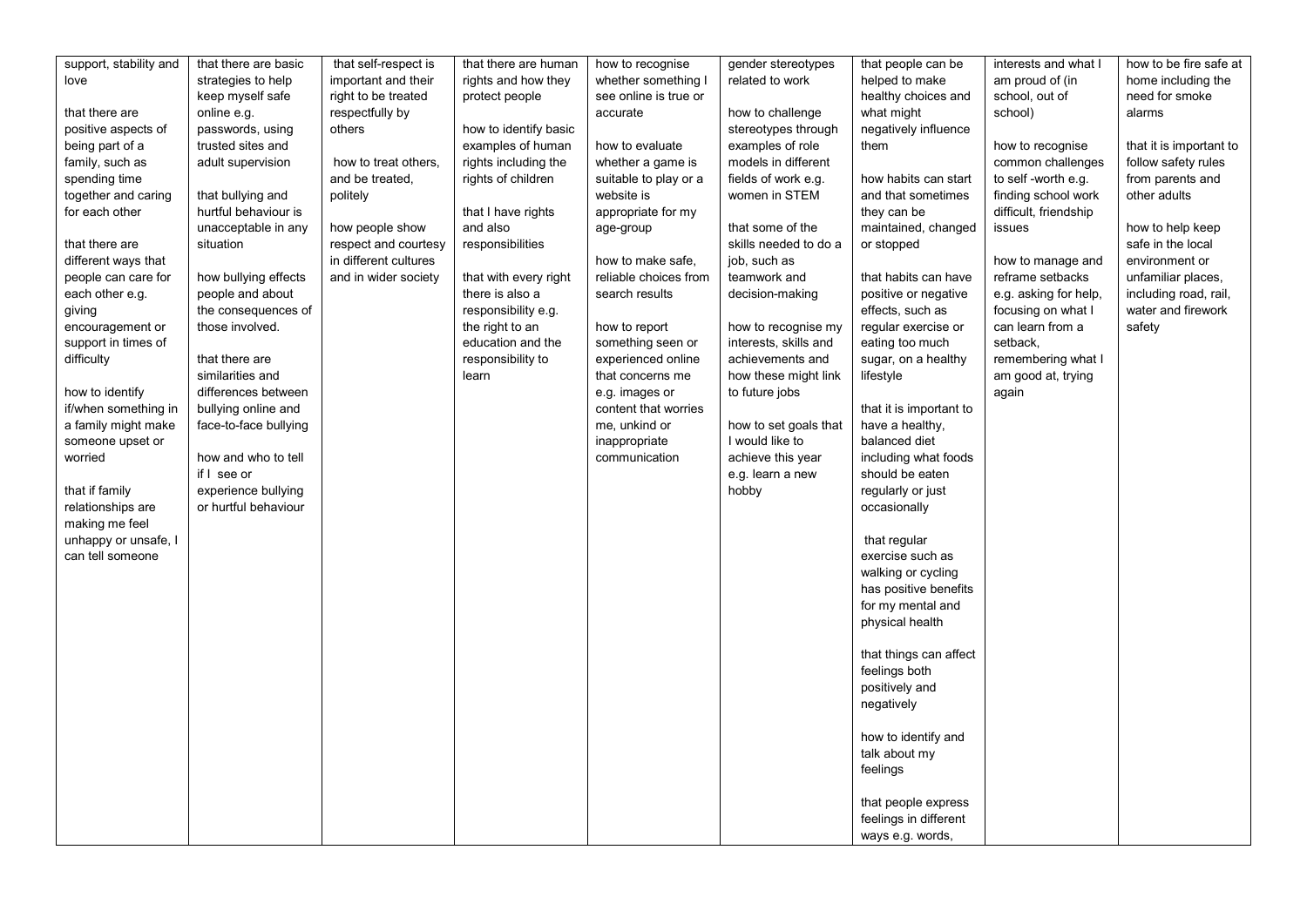| | | | | | | | | |
|---|---|---|---|---|---|---|---|---|
| support, stability and love<br><br>that there are positive aspects of being part of a family, such as spending time together and caring for each other<br><br>that there are different ways that people can care for each other e.g. giving encouragement or support in times of difficulty<br><br>how to identify if/when something in a family might make someone upset or worried<br><br>that if family relationships are making me feel unhappy or unsafe, I can tell someone | that there are basic strategies to help keep myself safe online e.g. passwords, using trusted sites and adult supervision<br><br>that bullying and hurtful behaviour is unacceptable in any situation<br><br>how bullying effects people and about the consequences of those involved.<br><br>that there are similarities and differences between bullying online and face-to-face bullying<br><br>how and who to tell if I see or experience bullying or hurtful behaviour | that self-respect is important and their right to be treated respectfully by others<br><br>how to treat others, and be treated, politely<br><br>how people show respect and courtesy in different cultures and in wider society | that there are human rights and how they protect people<br><br>how to identify basic examples of human rights including the rights of children<br><br>that I have rights and also responsibilities<br><br>that with every right there is also a responsibility e.g. the right to an education and the responsibility to learn | how to recognise whether something I see online is true or accurate<br><br>how to evaluate whether a game is suitable to play or a website is appropriate for my age-group<br><br>how to make safe, reliable choices from search results<br><br>how to report something seen or experienced online that concerns me e.g. images or content that worries me, unkind or inappropriate communication | gender stereotypes related to work<br><br>how to challenge stereotypes through examples of role models in different fields of work e.g. women in STEM<br><br>that some of the skills needed to do a job, such as teamwork and decision-making<br><br>how to recognise my interests, skills and achievements and how these might link to future jobs<br><br>how to set goals that I would like to achieve this year e.g. learn a new hobby | that people can be helped to make healthy choices and what might negatively influence them<br><br>how habits can start and that sometimes they can be maintained, changed or stopped<br><br>that habits can have positive or negative effects, such as regular exercise or eating too much sugar, on a healthy lifestyle<br><br>that it is important to have a healthy, balanced diet including what foods should be eaten regularly or just occasionally<br><br>that regular exercise such as walking or cycling has positive benefits for my mental and physical health<br><br>that things can affect feelings both positively and negatively<br><br>how to identify and talk about my feelings<br><br>that people express feelings in different ways e.g. words, | interests and what I am proud of (in school, out of school)<br><br>how to recognise common challenges to self -worth e.g. finding school work difficult, friendship issues<br><br>how to manage and reframe setbacks e.g. asking for help, focusing on what I can learn from a setback, remembering what I am good at, trying again | how to be fire safe at home including the need for smoke alarms<br><br>that it is important to follow safety rules from parents and other adults<br><br>how to help keep safe in the local environment or unfamiliar places, including road, rail, water and firework safety |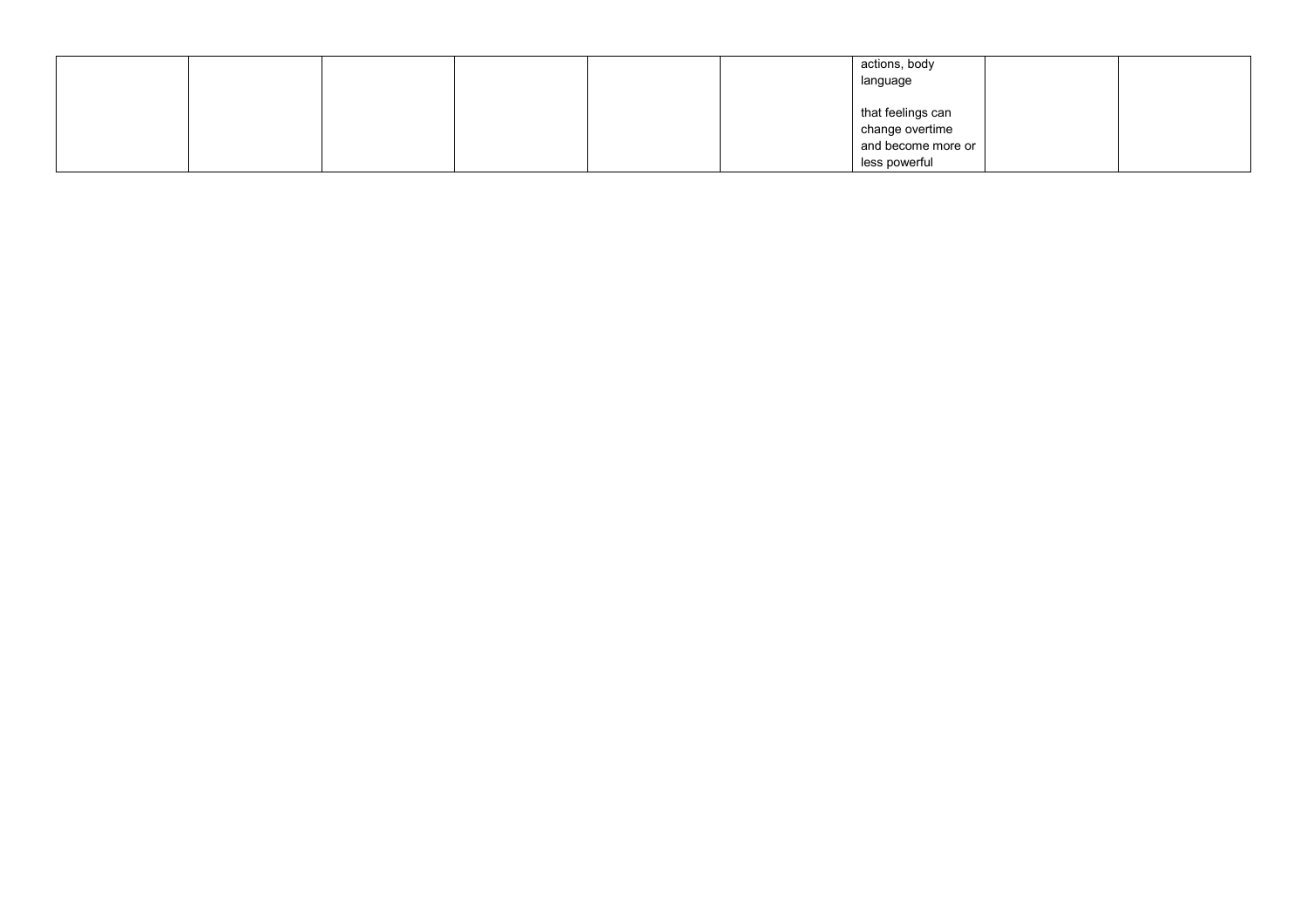| | | | | | | | | |
|---|---|---|---|---|---|---|---|---|
| | | | | | | actions, body language<br><br>that feelings can change overtime and become more or less powerful | | |